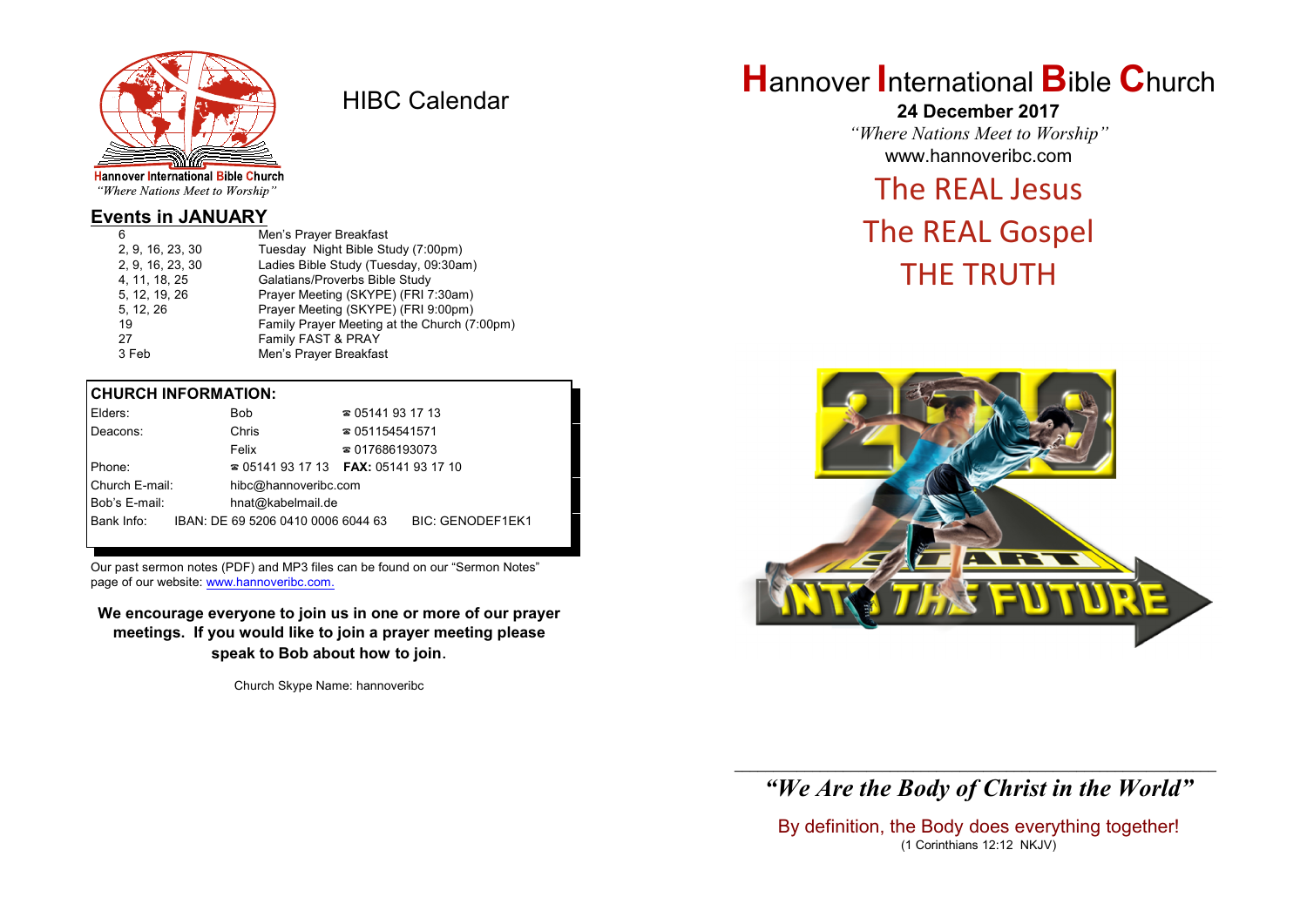Hannover International Bible Church
*"Where Nations Meet to Worship"*

# HIBC Calendar

## Events in JANUARY

| | |
|---|---|
| 6 | Men's Prayer Breakfast |
| 2, 9, 16, 23, 30 | Tuesday Night Bible Study (7:00pm) |
| 2, 9, 16, 23, 30 | Ladies Bible Study (Tuesday, 09:30am) |
| 4, 11, 18, 25 | Galatians/Proverbs Bible Study |
| 5, 12, 19, 26 | Prayer Meeting (SKYPE) (FRI 7:30am) |
| 5, 12, 26 | Prayer Meeting (SKYPE) (FRI 9:00pm) |
| 19 | Family Prayer Meeting at the Church (7:00pm) |
| 27 | Family FAST & PRAY |
| 3 Feb | Men's Prayer Breakfast |

**CHURCH INFORMATION:**

| | | |
|---|---|---|
| Elders: | Bob | ☎ 05141 93 17 13 |
| Deacons: | Chris | ☎ 051154541571 |
| | Felix | ☎ 017686193073 |
| Phone: | ☎ 05141 93 17 13 | **FAX:** 05141 93 17 10 |
| Church E-mail: | hibc@hannoveribc.com | |
| Bob's E-mail: | hnat@kabelmail.de | |
| Bank Info: | IBAN: DE 69 5206 0410 0006 6044 63 | BIC: GENODEF1EK1 |

Our past sermon notes (PDF) and MP3 files can be found on our "Sermon Notes" page of our website: www.hannoveribc.com.

**We encourage everyone to join us in one or more of our prayer meetings. If you would like to join a prayer meeting please speak to Bob about how to join.**

Church Skype Name: hannoveribc

# Hannover International Bible Church

**24 December 2017**

*"Where Nations Meet to Worship"*

www.hannoveribc.com

## The REAL Jesus
## The REAL Gospel
## THE TRUTH

***"We Are the Body of Christ in the World"***

By definition, the Body does everything together!
(1 Corinthians 12:12 NKJV)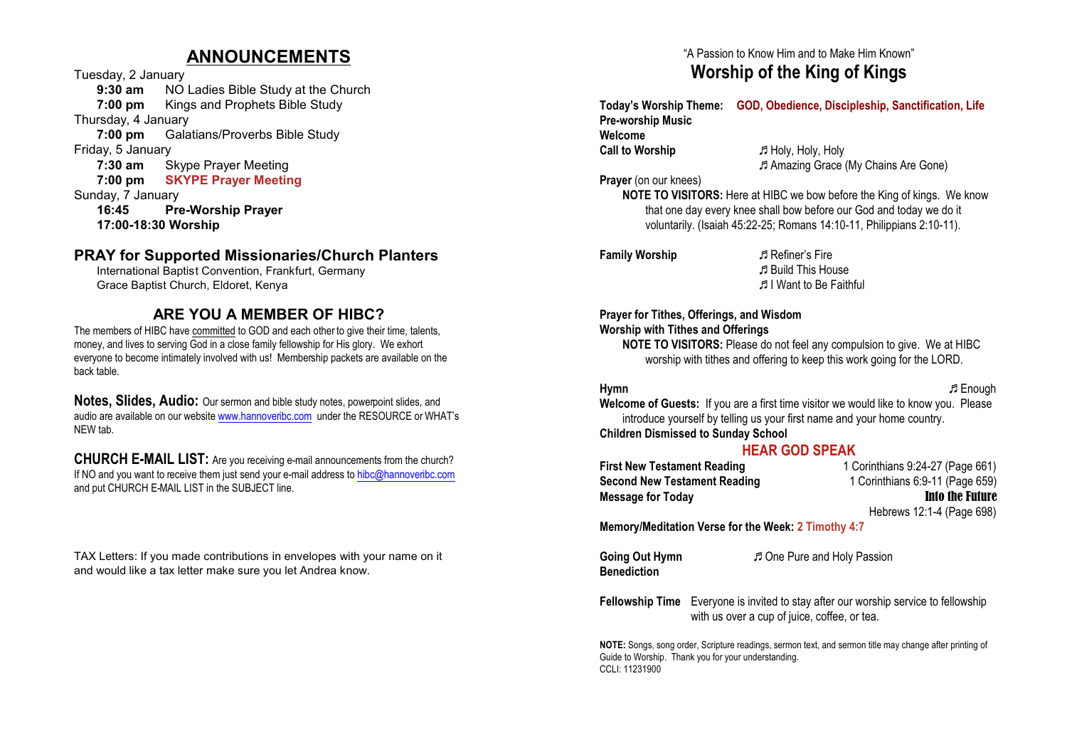## ANNOUNCEMENTS

Tuesday, 2 January
- **9:30 am** NO Ladies Bible Study at the Church
- **7:00 pm** Kings and Prophets Bible Study

Thursday, 4 January
- **7:00 pm** Galatians/Proverbs Bible Study

Friday, 5 January
- **7:30 am** Skype Prayer Meeting
- **7:00 pm** **SKYPE Prayer Meeting**

Sunday, 7 January
- **16:45** **Pre-Worship Prayer**
- **17:00-18:30 Worship**

### PRAY for Supported Missionaries/Church Planters

International Baptist Convention, Frankfurt, Germany
Grace Baptist Church, Eldoret, Kenya

### ARE YOU A MEMBER OF HIBC?

The members of HIBC have committed to GOD and each other to give their time, talents, money, and lives to serving God in a close family fellowship for His glory. We exhort everyone to become intimately involved with us! Membership packets are available on the back table.

**Notes, Slides, Audio:** Our sermon and bible study notes, powerpoint slides, and audio are available on our website www.hannoveribc.com under the RESOURCE or WHAT's NEW tab.

**CHURCH E-MAIL LIST:** Are you receiving e-mail announcements from the church? If NO and you want to receive them just send your e-mail address to hibc@hannoveribc.com and put CHURCH E-MAIL LIST in the SUBJECT line.

TAX Letters: If you made contributions in envelopes with your name on it and would like a tax letter make sure you let Andrea know.

"A Passion to Know Him and to Make Him Known"

## Worship of the King of Kings

**Today's Worship Theme:** **GOD, Obedience, Discipleship, Sanctification, Life**

**Pre-worship Music**

**Welcome**

**Call to Worship** ♬ Holy, Holy, Holy
♬ Amazing Grace (My Chains Are Gone)

**Prayer** (on our knees)

**NOTE TO VISITORS:** Here at HIBC we bow before the King of kings. We know that one day every knee shall bow before our God and today we do it voluntarily. (Isaiah 45:22-25; Romans 14:10-11, Philippians 2:10-11).

**Family Worship** ♬ Refiner's Fire
♬ Build This House
♬ I Want to Be Faithful

**Prayer for Tithes, Offerings, and Wisdom**

**Worship with Tithes and Offerings**

**NOTE TO VISITORS:** Please do not feel any compulsion to give. We at HIBC worship with tithes and offering to keep this work going for the LORD.

**Hymn** ♬ Enough

**Welcome of Guests:** If you are a first time visitor we would like to know you. Please introduce yourself by telling us your first name and your home country.

**Children Dismissed to Sunday School**

### HEAR GOD SPEAK

**First New Testament Reading** 1 Corinthians 9:24-27 (Page 661)

**Second New Testament Reading** 1 Corinthians 6:9-11 (Page 659)

**Message for Today** **Into the Future**
Hebrews 12:1-4 (Page 698)

**Memory/Meditation Verse for the Week:** **2 Timothy 4:7**

**Going Out Hymn** ♬ One Pure and Holy Passion

**Benediction**

**Fellowship Time** Everyone is invited to stay after our worship service to fellowship with us over a cup of juice, coffee, or tea.

**NOTE:** Songs, song order, Scripture readings, sermon text, and sermon title may change after printing of Guide to Worship. Thank you for your understanding.
CCLI: 11231900